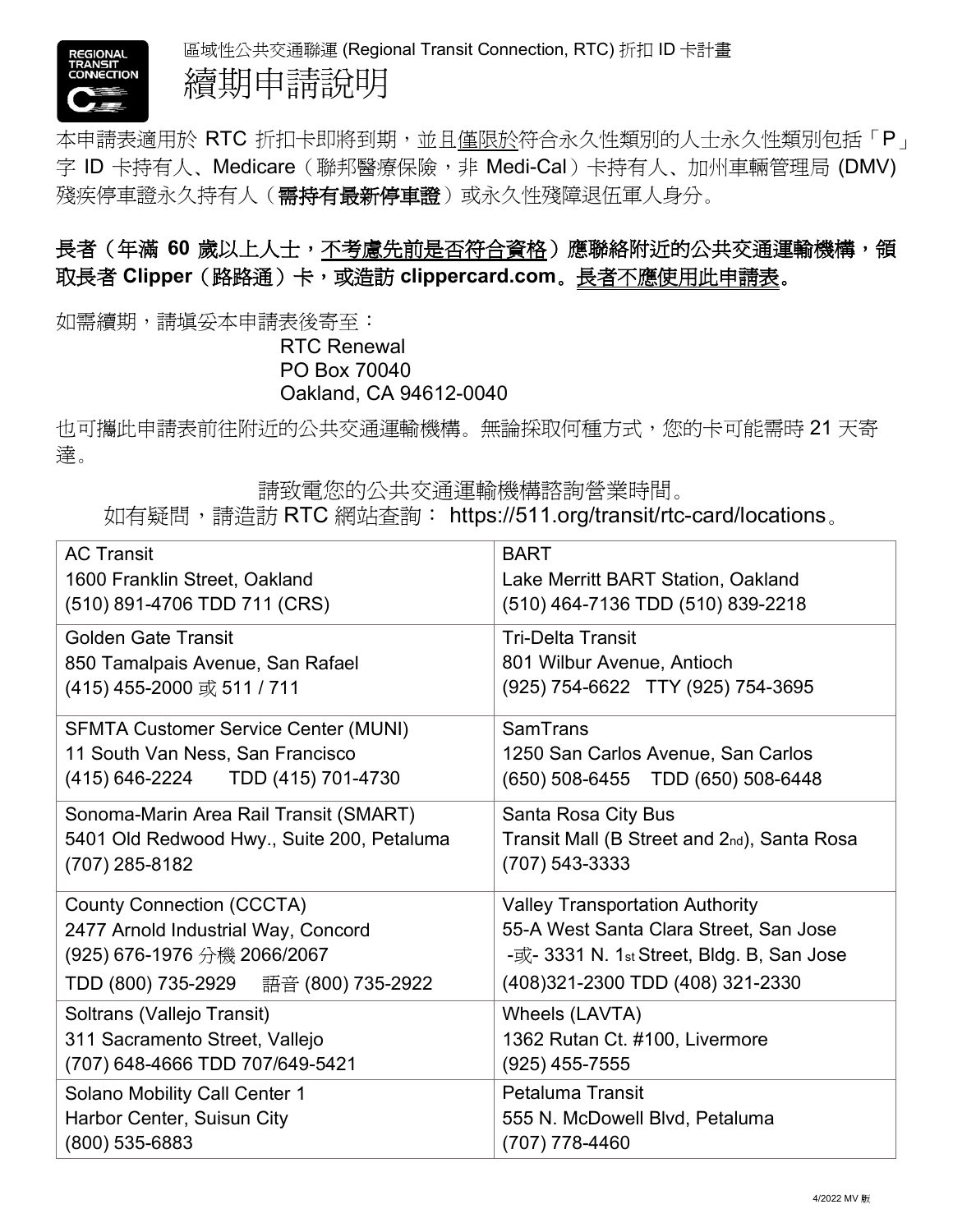區域性公共交通聯運 (Regional Transit Connection, RTC) 折扣 ID 卡計畫

# 續期申請說明

本申請表適用於 RTC 折扣卡即將到期，並且僅限於符合永久性類別的人士永久性類別包括「P」字 ID 卡持有人、Medicare（聯邦醫療保險，非 Medi-Cal）卡持有人、加州車輛管理局 (DMV) 殘疾停車證永久持有人（**需持有最新停車證**）或永久性殘障退伍軍人身分。

**長者（年滿 60 歲以上人士，不考慮先前是否符合資格）應聯絡附近的公共交通運輸機構，領取長者 Clipper（路路通）卡，或造訪 clippercard.com。長者不應使用此申請表。**

如需續期，請填妥本申請表後寄至：

RTC Renewal
PO Box 70040
Oakland, CA 94612-0040

也可攜此申請表前往附近的公共交通運輸機構。無論採取何種方式，您的卡可能需時 21 天寄達。

請致電您的公共交通運輸機構諮詢營業時間。
如有疑問，請造訪 RTC 網站查詢： https://511.org/transit/rtc-card/locations。

| | |
|---|---|
| AC Transit<br>1600 Franklin Street, Oakland<br>(510) 891-4706 TDD 711 (CRS) | BART<br>Lake Merritt BART Station, Oakland<br>(510) 464-7136 TDD (510) 839-2218 |
| Golden Gate Transit<br>850 Tamalpais Avenue, San Rafael<br>(415) 455-2000 或 511 / 711 | Tri-Delta Transit<br>801 Wilbur Avenue, Antioch<br>(925) 754-6622 TTY (925) 754-3695 |
| SFMTA Customer Service Center (MUNI)<br>11 South Van Ness, San Francisco<br>(415) 646-2224 TDD (415) 701-4730 | SamTrans<br>1250 San Carlos Avenue, San Carlos<br>(650) 508-6455 TDD (650) 508-6448 |
| Sonoma-Marin Area Rail Transit (SMART)<br>5401 Old Redwood Hwy., Suite 200, Petaluma<br>(707) 285-8182 | Santa Rosa City Bus<br>Transit Mall (B Street and 2nd), Santa Rosa<br>(707) 543-3333 |
| County Connection (CCCTA)<br>2477 Arnold Industrial Way, Concord<br>(925) 676-1976 分機 2066/2067<br>TDD (800) 735-2929 語音 (800) 735-2922 | Valley Transportation Authority<br>55-A West Santa Clara Street, San Jose<br>-或- 3331 N. 1st Street, Bldg. B, San Jose<br>(408)321-2300 TDD (408) 321-2330 |
| Soltrans (Vallejo Transit)<br>311 Sacramento Street, Vallejo<br>(707) 648-4666 TDD 707/649-5421 | Wheels (LAVTA)<br>1362 Rutan Ct. #100, Livermore<br>(925) 455-7555 |
| Solano Mobility Call Center 1<br>Harbor Center, Suisun City<br>(800) 535-6883 | Petaluma Transit<br>555 N. McDowell Blvd, Petaluma<br>(707) 778-4460 |

4/2022 MV 版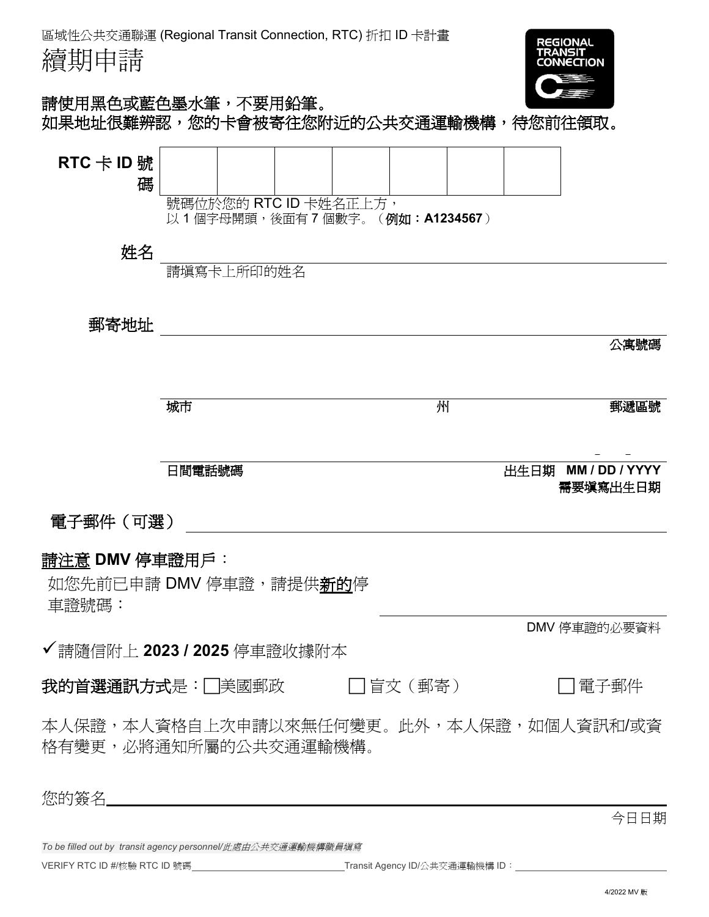區域性公共交通聯運 (Regional Transit Connection, RTC) 折扣 ID 卡計畫

# 續期申請

REGIONAL TRANSIT CONNECTION

**請使用黑色或藍色墨水筆，不要用鉛筆。**
**如果地址很難辨認，您的卡會被寄往您附近的公共交通運輸機構，待您前往領取。**

**RTC 卡 ID 號碼**

| | | | | | | | |
|---|---|---|---|---|---|---|---|
| | | | | | | | |

號碼位於您的 RTC ID 卡姓名正上方，
以 1 個字母開頭，後面有 7 個數字。（**例如：A1234567**）

姓名 ______________________________
請填寫卡上所印的姓名

郵寄地址 ______________________________
**公寓號碼**

**城市** **州** **郵遞區號**

\_ \_

**日間電話號碼** 出生日期 **MM / DD / YYYY**
**需要填寫出生日期**

**電子郵件（可選）** ______________________________

**請注意 DMV 停車證用戶：**

如您先前已申請 DMV 停車證，請提供**新的**停車證號碼： ______________________________
DMV 停車證的必要資料

✓請隨信附上 **2023 / 2025** 停車證收據附本

**我的首選通訊方式**是：☐美國郵政 ☐盲文（郵寄） ☐電子郵件

本人保證，本人資格自上次申請以來無任何變更。此外，本人保證，如個人資訊和/或資格有變更，必將通知所屬的公共交通運輸機構。

您的簽名______________________________
今日日期

*To be filled out by transit agency personnel/此處由公共交通運輸機構職員填寫*

VERIFY RTC ID #/核驗 RTC ID 號碼______________ Transit Agency ID/公共交通運輸機構 ID：______________

4/2022 MV 版